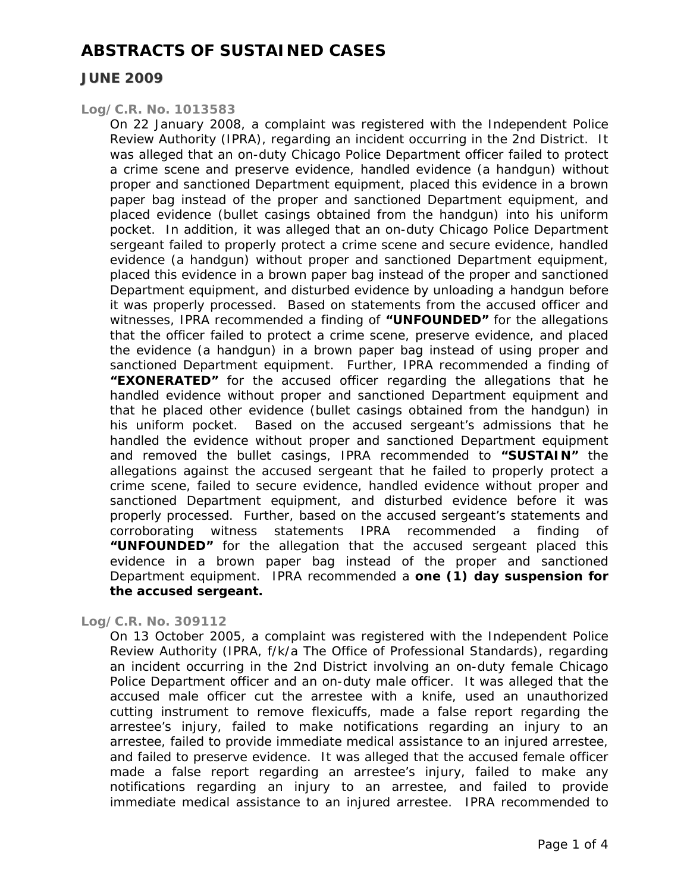# ABSTRACTS OF SUSTAINED CASES

## JUNE 2009

### Log/C.R. No. 1013583

On 22 January 2008, a complaint was registered with the Independent Police Review Authority (IPRA), regarding an incident occurring in the 2nd District. It was alleged that an on-duty Chicago Police Department officer failed to protect a crime scene and preserve evidence, handled evidence (a handgun) without proper and sanctioned Department equipment, placed this evidence in a brown paper bag instead of the proper and sanctioned Department equipment, and placed evidence (bullet casings obtained from the handgun) into his uniform pocket. In addition, it was alleged that an on-duty Chicago Police Department sergeant failed to properly protect a crime scene and secure evidence, handled evidence (a handgun) without proper and sanctioned Department equipment, placed this evidence in a brown paper bag instead of the proper and sanctioned Department equipment, and disturbed evidence by unloading a handgun before it was properly processed. Based on statements from the accused officer and witnesses, IPRA recommended a finding of **"UNFOUNDED"** for the allegations that the officer failed to protect a crime scene, preserve evidence, and placed the evidence (a handgun) in a brown paper bag instead of using proper and sanctioned Department equipment. Further, IPRA recommended a finding of **"EXONERATED"** for the accused officer regarding the allegations that he handled evidence without proper and sanctioned Department equipment and that he placed other evidence (bullet casings obtained from the handgun) in his uniform pocket. Based on the accused sergeant's admissions that he handled the evidence without proper and sanctioned Department equipment and removed the bullet casings, IPRA recommended to **"SUSTAIN"** the allegations against the accused sergeant that he failed to properly protect a crime scene, failed to secure evidence, handled evidence without proper and sanctioned Department equipment, and disturbed evidence before it was properly processed. Further, based on the accused sergeant's statements and corroborating witness statements IPRA recommended a finding of **"UNFOUNDED"** for the allegation that the accused sergeant placed this evidence in a brown paper bag instead of the proper and sanctioned Department equipment. IPRA recommended a **one (1) day suspension for the accused sergeant.**

### Log/C.R. No. 309112

On 13 October 2005, a complaint was registered with the Independent Police Review Authority (IPRA, f/k/a The Office of Professional Standards), regarding an incident occurring in the 2nd District involving an on-duty female Chicago Police Department officer and an on-duty male officer. It was alleged that the accused male officer cut the arrestee with a knife, used an unauthorized cutting instrument to remove flexicuffs, made a false report regarding the arrestee's injury, failed to make notifications regarding an injury to an arrestee, failed to provide immediate medical assistance to an injured arrestee, and failed to preserve evidence. It was alleged that the accused female officer made a false report regarding an arrestee's injury, failed to make any notifications regarding an injury to an arrestee, and failed to provide immediate medical assistance to an injured arrestee. IPRA recommended to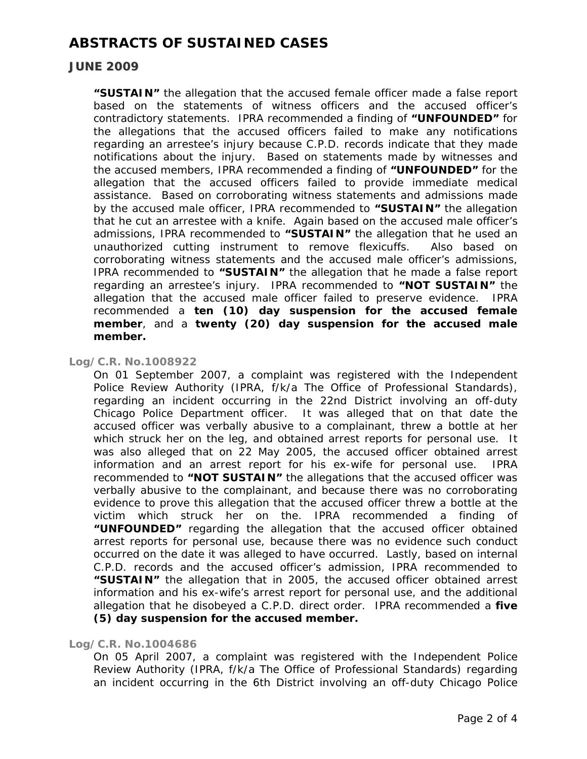# ABSTRACTS OF SUSTAINED CASES

## JUNE 2009

**"SUSTAIN"** the allegation that the accused female officer made a false report based on the statements of witness officers and the accused officer's contradictory statements. IPRA recommended a finding of **"UNFOUNDED"** for the allegations that the accused officers failed to make any notifications regarding an arrestee's injury because C.P.D. records indicate that they made notifications about the injury. Based on statements made by witnesses and the accused members, IPRA recommended a finding of **"UNFOUNDED"** for the allegation that the accused officers failed to provide immediate medical assistance. Based on corroborating witness statements and admissions made by the accused male officer, IPRA recommended to **"SUSTAIN"** the allegation that he cut an arrestee with a knife. Again based on the accused male officer's admissions, IPRA recommended to **"SUSTAIN"** the allegation that he used an unauthorized cutting instrument to remove flexicuffs. Also based on corroborating witness statements and the accused male officer's admissions, IPRA recommended to **"SUSTAIN"** the allegation that he made a false report regarding an arrestee's injury. IPRA recommended to **"NOT SUSTAIN"** the allegation that the accused male officer failed to preserve evidence. IPRA recommended a **ten (10) day suspension for the accused female member**, and a **twenty (20) day suspension for the accused male member.**

**Log/C.R. No.1008922**

On 01 September 2007, a complaint was registered with the Independent Police Review Authority (IPRA, f/k/a The Office of Professional Standards), regarding an incident occurring in the 22nd District involving an off-duty Chicago Police Department officer. It was alleged that on that date the accused officer was verbally abusive to a complainant, threw a bottle at her which struck her on the leg, and obtained arrest reports for personal use. It was also alleged that on 22 May 2005, the accused officer obtained arrest information and an arrest report for his ex-wife for personal use. IPRA recommended to **"NOT SUSTAIN"** the allegations that the accused officer was verbally abusive to the complainant, and because there was no corroborating evidence to prove this allegation that the accused officer threw a bottle at the victim which struck her on the. IPRA recommended a finding of **"UNFOUNDED"** regarding the allegation that the accused officer obtained arrest reports for personal use, because there was no evidence such conduct occurred on the date it was alleged to have occurred. Lastly, based on internal C.P.D. records and the accused officer's admission, IPRA recommended to **"SUSTAIN"** the allegation that in 2005, the accused officer obtained arrest information and his ex-wife's arrest report for personal use, and the additional allegation that he disobeyed a C.P.D. direct order. IPRA recommended a **five (5) day suspension for the accused member.**

**Log/C.R. No.1004686**

On 05 April 2007, a complaint was registered with the Independent Police Review Authority (IPRA, f/k/a The Office of Professional Standards) regarding an incident occurring in the 6th District involving an off-duty Chicago Police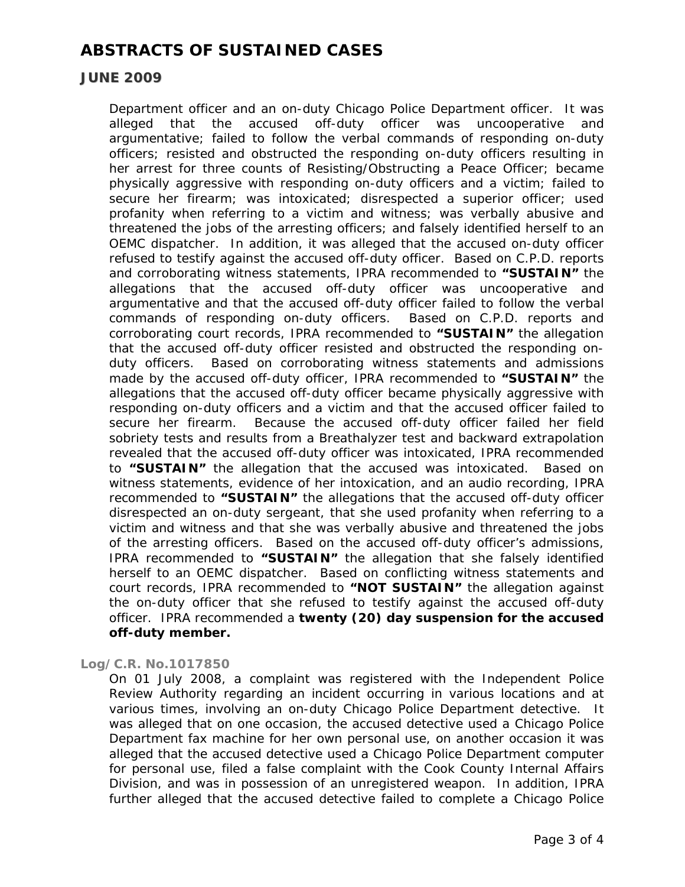# ABSTRACTS OF SUSTAINED CASES

## JUNE 2009

Department officer and an on-duty Chicago Police Department officer. It was alleged that the accused off-duty officer was uncooperative and argumentative; failed to follow the verbal commands of responding on-duty officers; resisted and obstructed the responding on-duty officers resulting in her arrest for three counts of Resisting/Obstructing a Peace Officer; became physically aggressive with responding on-duty officers and a victim; failed to secure her firearm; was intoxicated; disrespected a superior officer; used profanity when referring to a victim and witness; was verbally abusive and threatened the jobs of the arresting officers; and falsely identified herself to an OEMC dispatcher. In addition, it was alleged that the accused on-duty officer refused to testify against the accused off-duty officer. Based on C.P.D. reports and corroborating witness statements, IPRA recommended to **"SUSTAIN"** the allegations that the accused off-duty officer was uncooperative and argumentative and that the accused off-duty officer failed to follow the verbal commands of responding on-duty officers. Based on C.P.D. reports and corroborating court records, IPRA recommended to **"SUSTAIN"** the allegation that the accused off-duty officer resisted and obstructed the responding on-duty officers. Based on corroborating witness statements and admissions made by the accused off-duty officer, IPRA recommended to **"SUSTAIN"** the allegations that the accused off-duty officer became physically aggressive with responding on-duty officers and a victim and that the accused officer failed to secure her firearm. Because the accused off-duty officer failed her field sobriety tests and results from a Breathalyzer test and backward extrapolation revealed that the accused off-duty officer was intoxicated, IPRA recommended to **"SUSTAIN"** the allegation that the accused was intoxicated. Based on witness statements, evidence of her intoxication, and an audio recording, IPRA recommended to **"SUSTAIN"** the allegations that the accused off-duty officer disrespected an on-duty sergeant, that she used profanity when referring to a victim and witness and that she was verbally abusive and threatened the jobs of the arresting officers. Based on the accused off-duty officer's admissions, IPRA recommended to **"SUSTAIN"** the allegation that she falsely identified herself to an OEMC dispatcher. Based on conflicting witness statements and court records, IPRA recommended to **"NOT SUSTAIN"** the allegation against the on-duty officer that she refused to testify against the accused off-duty officer. IPRA recommended a **twenty (20) day suspension for the accused off-duty member.**

**Log/C.R. No.1017850**

On 01 July 2008, a complaint was registered with the Independent Police Review Authority regarding an incident occurring in various locations and at various times, involving an on-duty Chicago Police Department detective. It was alleged that on one occasion, the accused detective used a Chicago Police Department fax machine for her own personal use, on another occasion it was alleged that the accused detective used a Chicago Police Department computer for personal use, filed a false complaint with the Cook County Internal Affairs Division, and was in possession of an unregistered weapon. In addition, IPRA further alleged that the accused detective failed to complete a Chicago Police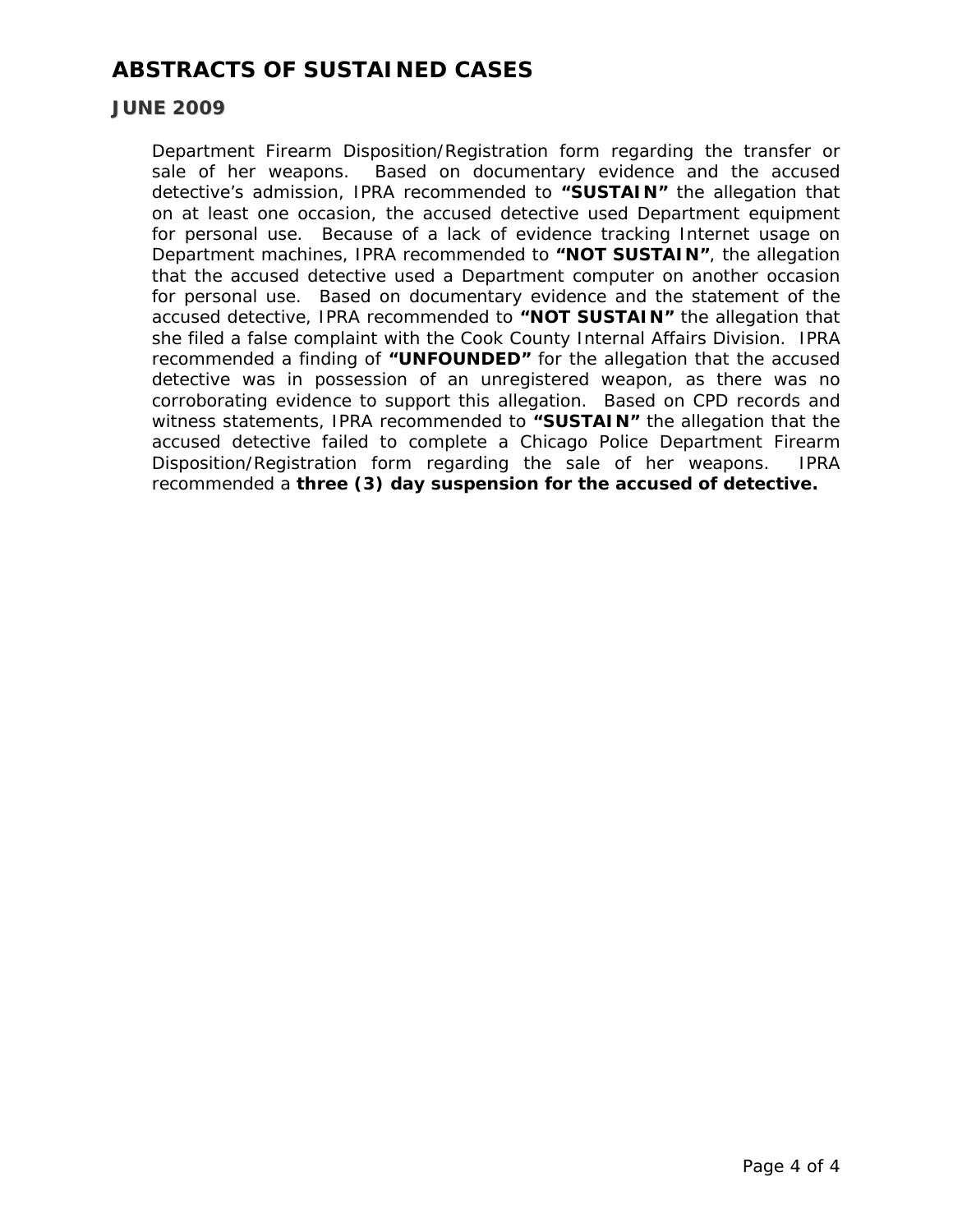Department Firearm Disposition/Registration form regarding the transfer or sale of her weapons. Based on documentary evidence and the accused detective's admission, IPRA recommended to **"SUSTAIN"** the allegation that on at least one occasion, the accused detective used Department equipment for personal use. Because of a lack of evidence tracking Internet usage on Department machines, IPRA recommended to **"NOT SUSTAIN"**, the allegation that the accused detective used a Department computer on another occasion for personal use. Based on documentary evidence and the statement of the accused detective, IPRA recommended to **"NOT SUSTAIN"** the allegation that she filed a false complaint with the Cook County Internal Affairs Division. IPRA recommended a finding of **"UNFOUNDED"** for the allegation that the accused detective was in possession of an unregistered weapon, as there was no corroborating evidence to support this allegation. Based on CPD records and witness statements, IPRA recommended to **"SUSTAIN"** the allegation that the accused detective failed to complete a Chicago Police Department Firearm Disposition/Registration form regarding the sale of her weapons. IPRA recommended a **three (3) day suspension for the accused of detective.**